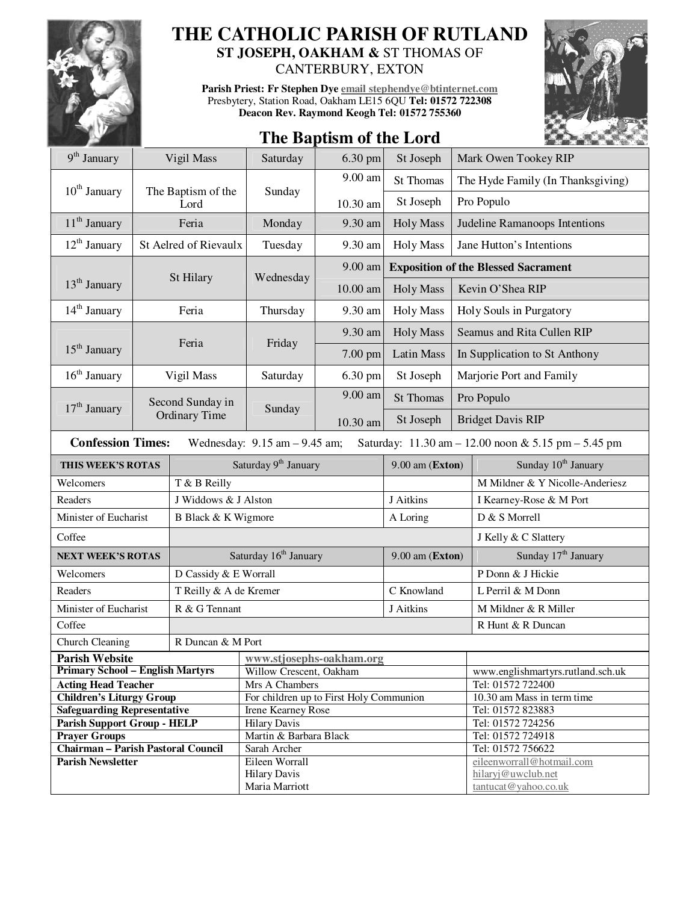# THE CATHOLIC PARISH OF RUTLAND

## ST JOSEPH, OAKHAM & ST THOMAS OF CANTERBURY, EXTON

**Parish Priest: Fr Stephen Dye** email stephendye@btinternet.com
Presbytery, Station Road, Oakham LE15 6QU **Tel: 01572 722308**
**Deacon Rev. Raymond Keogh Tel: 01572 755360**

## The Baptism of the Lord

| | | | | | |
|---|---|---|---|---|---|
| 9th January | Vigil Mass | Saturday | 6.30 pm | St Joseph | Mark Owen Tookey RIP |
| 10th January | The Baptism of the Lord | Sunday | 9.00 am | St Thomas | The Hyde Family (In Thanksgiving) |
| | | | 10.30 am | St Joseph | Pro Populo |
| 11th January | Feria | Monday | 9.30 am | Holy Mass | Judeline Ramanoops Intentions |
| 12th January | St Aelred of Rievaulx | Tuesday | 9.30 am | Holy Mass | Jane Hutton's Intentions |
| 13th January | St Hilary | Wednesday | 9.00 am | **Exposition of the Blessed Sacrament** | |
| | | | 10.00 am | Holy Mass | Kevin O'Shea RIP |
| 14th January | Feria | Thursday | 9.30 am | Holy Mass | Holy Souls in Purgatory |
| 15th January | Feria | Friday | 9.30 am | Holy Mass | Seamus and Rita Cullen RIP |
| | | | 7.00 pm | Latin Mass | In Supplication to St Anthony |
| 16th January | Vigil Mass | Saturday | 6.30 pm | St Joseph | Marjorie Port and Family |
| 17th January | Second Sunday in Ordinary Time | Sunday | 9.00 am | St Thomas | Pro Populo |
| | | | 10.30 am | St Joseph | Bridget Davis RIP |

**Confession Times:** Wednesday: 9.15 am – 9.45 am; Saturday: 11.30 am – 12.00 noon & 5.15 pm – 5.45 pm

| **THIS WEEK'S ROTAS** | Saturday 9th January | 9.00 am (**Exton**) | Sunday 10th January |
|---|---|---|---|
| Welcomers | T & B Reilly | | M Mildner & Y Nicolle-Anderiesz |
| Readers | J Widdows & J Alston | J Aitkins | I Kearney-Rose & M Port |
| Minister of Eucharist | B Black & K Wigmore | A Loring | D & S Morrell |
| Coffee | | | J Kelly & C Slattery |
| **NEXT WEEK'S ROTAS** | Saturday 16th January | 9.00 am (**Exton**) | Sunday 17th January |
| Welcomers | D Cassidy & E Worrall | | P Donn & J Hickie |
| Readers | T Reilly & A de Kremer | C Knowland | L Perril & M Donn |
| Minister of Eucharist | R & G Tennant | J Aitkins | M Mildner & R Miller |
| Coffee | | | R Hunt & R Duncan |
| Church Cleaning | R Duncan & M Port | | |

| | | |
|---|---|---|
| **Parish Website** | www.stjosephs-oakham.org | |
| **Primary School – English Martyrs** | Willow Crescent, Oakham | www.englishmartyrs.rutland.sch.uk |
| **Acting Head Teacher** | Mrs A Chambers | Tel: 01572 722400 |
| **Children's Liturgy Group** | For children up to First Holy Communion | 10.30 am Mass in term time |
| **Safeguarding Representative** | Irene Kearney Rose | Tel: 01572 823883 |
| **Parish Support Group - HELP** | Hilary Davis | Tel: 01572 724256 |
| **Prayer Groups** | Martin & Barbara Black | Tel: 01572 724918 |
| **Chairman – Parish Pastoral Council** | Sarah Archer | Tel: 01572 756622 |
| **Parish Newsletter** | Eileen Worrall<br>Hilary Davis<br>Maria Marriott | eileenworrall@hotmail.com<br>hilaryj@uwclub.net<br>tantucat@yahoo.co.uk |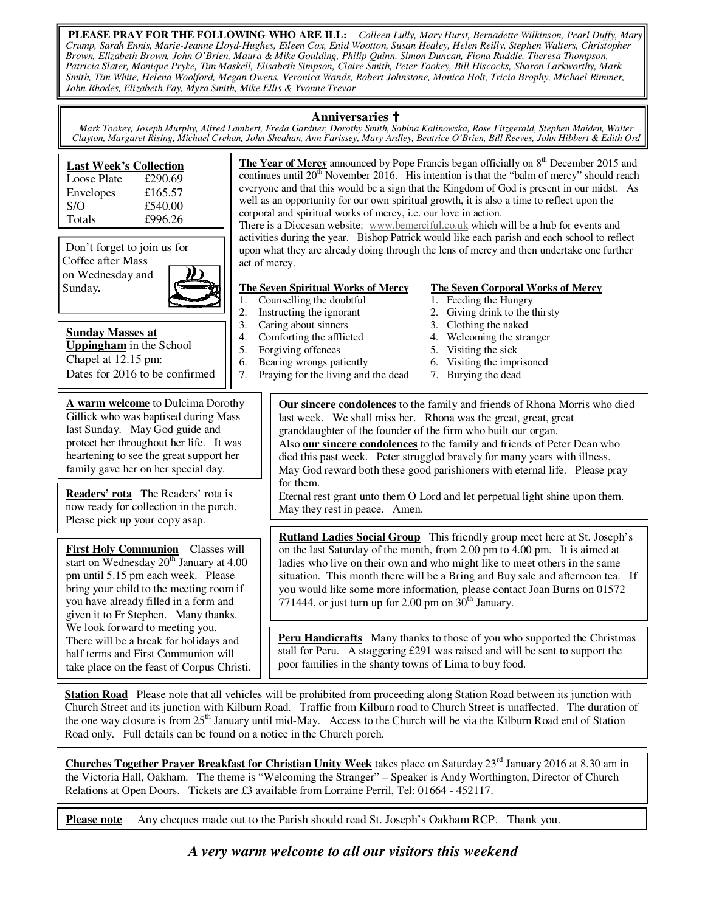**PLEASE PRAY FOR THE FOLLOWING WHO ARE ILL:** *Colleen Lully, Mary Hurst, Bernadette Wilkinson, Pearl Duffy, Mary Crump, Sarah Ennis, Marie-Jeanne Lloyd-Hughes, Eileen Cox, Enid Wootton, Susan Healey, Helen Reilly, Stephen Walters, Christopher Brown, Elizabeth Brown, John O'Brien, Maura & Mike Goulding, Philip Quinn, Simon Duncan, Fiona Ruddle, Theresa Thompson, Patricia Slater, Monique Pryke, Tim Maskell, Elisabeth Simpson, Claire Smith, Peter Tookey, Bill Hiscocks, Sharon Larkworthy, Mark Smith, Tim White, Helena Woolford, Megan Owens, Veronica Wands, Robert Johnstone, Monica Holt, Tricia Brophy, Michael Rimmer, John Rhodes, Elizabeth Fay, Myra Smith, Mike Ellis & Yvonne Trevor*

## Anniversaries ✝

*Mark Tookey, Joseph Murphy, Alfred Lambert, Freda Gardner, Dorothy Smith, Sabina Kalinowska, Rose Fitzgerald, Stephen Maiden, Walter Clayton, Margaret Rising, Michael Crehan, John Sheahan, Ann Farissey, Mary Ardley, Beatrice O'Brien, Bill Reeves, John Hibbert & Edith Ord*

**Last Week's Collection**

| | |
|---|---|
| Loose Plate | £290.69 |
| Envelopes | £165.57 |
| S/O | £540.00 |
| Totals | £996.26 |

Don't forget to join us for Coffee after Mass on Wednesday and Sunday**.**

**Sunday Masses at Uppingham** in the School Chapel at 12.15 pm: Dates for 2016 to be confirmed

**The Year of Mercy** announced by Pope Francis began officially on 8th December 2015 and continues until 20th November 2016. His intention is that the "balm of mercy" should reach everyone and that this would be a sign that the Kingdom of God is present in our midst. As well as an opportunity for our own spiritual growth, it is also a time to reflect upon the corporal and spiritual works of mercy, i.e. our love in action.
There is a Diocesan website: www.bemerciful.co.uk which will be a hub for events and activities during the year. Bishop Patrick would like each parish and each school to reflect upon what they are already doing through the lens of mercy and then undertake one further act of mercy.

**The Seven Spiritual Works of Mercy**

1. Counselling the doubtful
2. Instructing the ignorant
3. Caring about sinners
4. Comforting the afflicted
5. Forgiving offences
6. Bearing wrongs patiently
7. Praying for the living and the dead

**The Seven Corporal Works of Mercy**

1. Feeding the Hungry
2. Giving drink to the thirsty
3. Clothing the naked
4. Welcoming the stranger
5. Visiting the sick
6. Visiting the imprisoned
7. Burying the dead

**A warm welcome** to Dulcima Dorothy Gillick who was baptised during Mass last Sunday. May God guide and protect her throughout her life. It was heartening to see the great support her family gave her on her special day.

**Readers' rota** The Readers' rota is now ready for collection in the porch. Please pick up your copy asap.

**First Holy Communion** Classes will start on Wednesday 20th January at 4.00 pm until 5.15 pm each week. Please bring your child to the meeting room if you have already filled in a form and given it to Fr Stephen. Many thanks. We look forward to meeting you. There will be a break for holidays and half terms and First Communion will take place on the feast of Corpus Christi.

**Our sincere condolences** to the family and friends of Rhona Morris who died last week. We shall miss her. Rhona was the great, great, great granddaughter of the founder of the firm who built our organ.
Also **our sincere condolences** to the family and friends of Peter Dean who died this past week. Peter struggled bravely for many years with illness. May God reward both these good parishioners with eternal life. Please pray for them.
Eternal rest grant unto them O Lord and let perpetual light shine upon them. May they rest in peace. Amen.

**Rutland Ladies Social Group** This friendly group meet here at St. Joseph's on the last Saturday of the month, from 2.00 pm to 4.00 pm. It is aimed at ladies who live on their own and who might like to meet others in the same situation. This month there will be a Bring and Buy sale and afternoon tea. If you would like some more information, please contact Joan Burns on 01572 771444, or just turn up for 2.00 pm on 30th January.

**Peru Handicrafts** Many thanks to those of you who supported the Christmas stall for Peru. A staggering £291 was raised and will be sent to support the poor families in the shanty towns of Lima to buy food.

**Station Road** Please note that all vehicles will be prohibited from proceeding along Station Road between its junction with Church Street and its junction with Kilburn Road. Traffic from Kilburn road to Church Street is unaffected. The duration of the one way closure is from 25th January until mid-May. Access to the Church will be via the Kilburn Road end of Station Road only. Full details can be found on a notice in the Church porch.

**Churches Together Prayer Breakfast for Christian Unity Week** takes place on Saturday 23rd January 2016 at 8.30 am in the Victoria Hall, Oakham. The theme is "Welcoming the Stranger" – Speaker is Andy Worthington, Director of Church Relations at Open Doors. Tickets are £3 available from Lorraine Perril, Tel: 01664 - 452117.

**Please note** Any cheques made out to the Parish should read St. Joseph's Oakham RCP. Thank you.

***A very warm welcome to all our visitors this weekend***